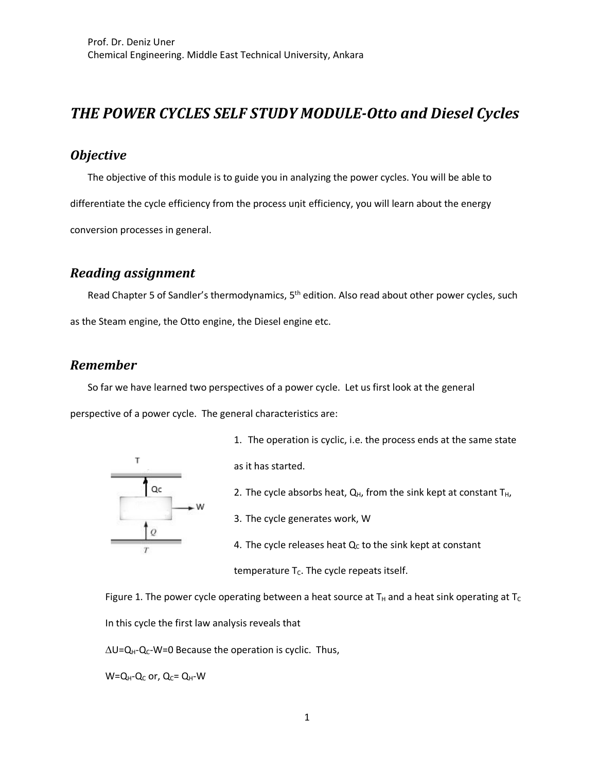Prof. Dr. Deniz Uner
Chemical Engineering. Middle East Technical University, Ankara

# *THE POWER CYCLES SELF STUDY MODULE-Otto and Diesel Cycles*

## *Objective*

The objective of this module is to guide you in analyzing the power cycles. You will be able to differentiate the cycle efficiency from the process unit efficiency, you will learn about the energy conversion processes in general.

## *Reading assignment*

Read Chapter 5 of Sandler's thermodynamics, 5th edition. Also read about other power cycles, such as the Steam engine, the Otto engine, the Diesel engine etc.

## *Remember*

So far we have learned two perspectives of a power cycle. Let us first look at the general perspective of a power cycle. The general characteristics are:

1. The operation is cyclic, i.e. the process ends at the same state as it has started.
2. The cycle absorbs heat, $Q_H$, from the sink kept at constant $T_H$,
3. The cycle generates work, W
4. The cycle releases heat $Q_C$ to the sink kept at constant temperature $T_C$. The cycle repeats itself.

Figure 1. The power cycle operating between a heat source at $T_H$ and a heat sink operating at $T_C$

In this cycle the first law analysis reveals that

$\Delta U = Q_H - Q_C - W = 0$ Because the operation is cyclic. Thus,

$W = Q_H - Q_C$ or, $Q_C = Q_H - W$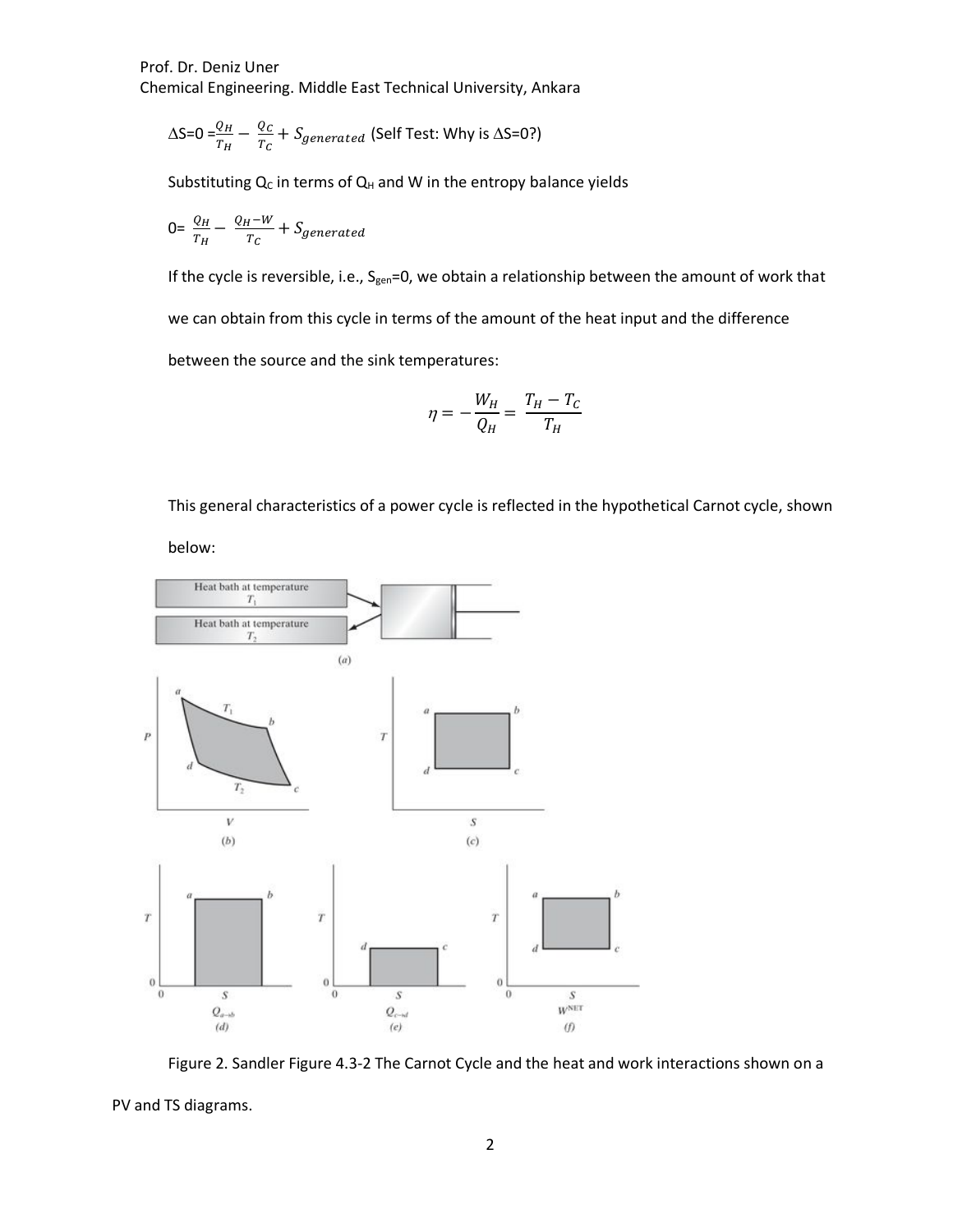$\Delta S=0=\frac{Q_H}{T_H}-\frac{Q_C}{T_C}+S_{generated}$ (Self Test: Why is $\Delta S=0$?)

Substituting $Q_C$ in terms of $Q_H$ and W in the entropy balance yields

$0=\frac{Q_H}{T_H}-\frac{Q_H-W}{T_C}+S_{generated}$

If the cycle is reversible, i.e., $S_{gen}=0$, we obtain a relationship between the amount of work that we can obtain from this cycle in terms of the amount of the heat input and the difference between the source and the sink temperatures:

$$\eta=-\frac{W_H}{Q_H}=\frac{T_H-T_C}{T_H}$$

This general characteristics of a power cycle is reflected in the hypothetical Carnot cycle, shown below:

Figure 2. Sandler Figure 4.3-2 The Carnot Cycle and the heat and work interactions shown on a PV and TS diagrams.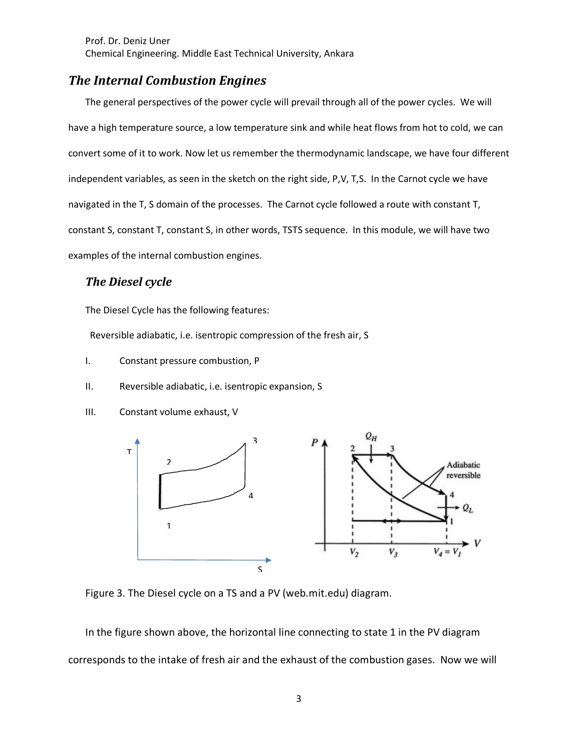Prof. Dr. Deniz Uner
Chemical Engineering. Middle East Technical University, Ankara

## *The Internal Combustion Engines*

The general perspectives of the power cycle will prevail through all of the power cycles. We will have a high temperature source, a low temperature sink and while heat flows from hot to cold, we can convert some of it to work. Now let us remember the thermodynamic landscape, we have four different independent variables, as seen in the sketch on the right side, P,V, T,S. In the Carnot cycle we have navigated in the T, S domain of the processes. The Carnot cycle followed a route with constant T, constant S, constant T, constant S, in other words, TSTS sequence. In this module, we will have two examples of the internal combustion engines.

### *The Diesel cycle*

The Diesel Cycle has the following features:

Reversible adiabatic, i.e. isentropic compression of the fresh air, S

I. Constant pressure combustion, P

II. Reversible adiabatic, i.e. isentropic expansion, S

III. Constant volume exhaust, V

Figure 3. The Diesel cycle on a TS and a PV (web.mit.edu) diagram.

In the figure shown above, the horizontal line connecting to state 1 in the PV diagram corresponds to the intake of fresh air and the exhaust of the combustion gases. Now we will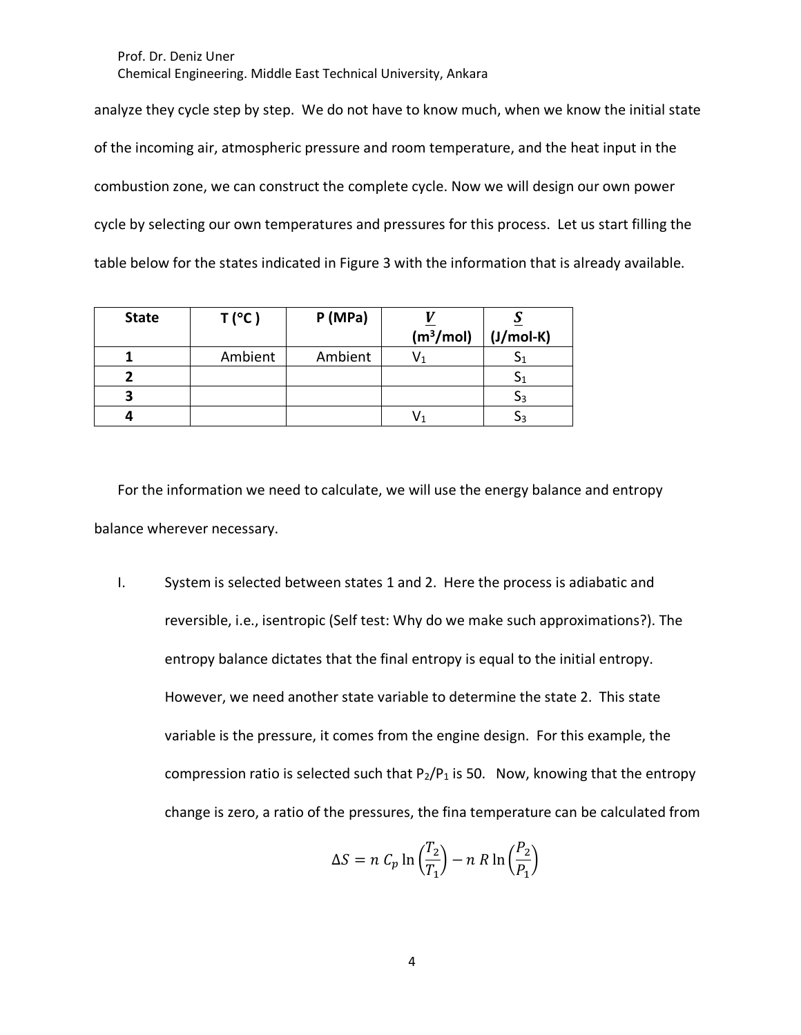analyze they cycle step by step. We do not have to know much, when we know the initial state of the incoming air, atmospheric pressure and room temperature, and the heat input in the combustion zone, we can construct the complete cycle. Now we will design our own power cycle by selecting our own temperatures and pressures for this process. Let us start filling the table below for the states indicated in Figure 3 with the information that is already available.

| State | T (°C ) | P (MPa) | $\underline{V}$ (m$^3$/mol) | $\underline{S}$ (J/mol-K) |
|---|---|---|---|---|
| **1** | Ambient | Ambient | $V_1$ | $S_1$ |
| **2** | | | | $S_1$ |
| **3** | | | | $S_3$ |
| **4** | | | $V_1$ | $S_3$ |

For the information we need to calculate, we will use the energy balance and entropy balance wherever necessary.

I. System is selected between states 1 and 2. Here the process is adiabatic and reversible, i.e., isentropic (Self test: Why do we make such approximations?). The entropy balance dictates that the final entropy is equal to the initial entropy. However, we need another state variable to determine the state 2. This state variable is the pressure, it comes from the engine design. For this example, the compression ratio is selected such that $P_2/P_1$ is 50. Now, knowing that the entropy change is zero, a ratio of the pressures, the fina temperature can be calculated from

$$\Delta S = n\, C_p \ln\left(\frac{T_2}{T_1}\right) - n\, R \ln\left(\frac{P_2}{P_1}\right)$$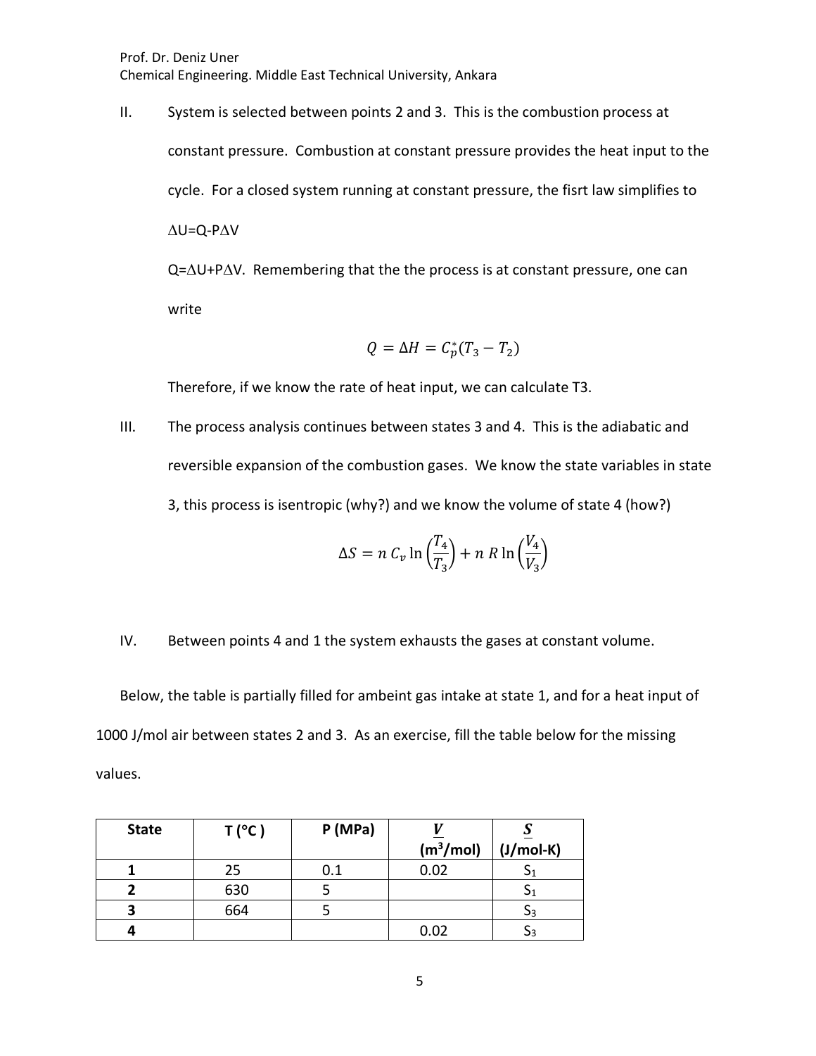II. System is selected between points 2 and 3. This is the combustion process at constant pressure. Combustion at constant pressure provides the heat input to the cycle. For a closed system running at constant pressure, the fisrt law simplifies to

$\Delta U = Q - P\Delta V$

$Q = \Delta U + P\Delta V$. Remembering that the the process is at constant pressure, one can write

$$Q = \Delta H = C_p^*(T_3 - T_2)$$

Therefore, if we know the rate of heat input, we can calculate T3.

III. The process analysis continues between states 3 and 4. This is the adiabatic and reversible expansion of the combustion gases. We know the state variables in state 3, this process is isentropic (why?) and we know the volume of state 4 (how?)

$$\Delta S = n\, C_v \ln\left(\frac{T_4}{T_3}\right) + n\, R \ln\left(\frac{V_4}{V_3}\right)$$

IV. Between points 4 and 1 the system exhausts the gases at constant volume.

Below, the table is partially filled for ambeint gas intake at state 1, and for a heat input of 1000 J/mol air between states 2 and 3. As an exercise, fill the table below for the missing values.

| State | T (°C ) | P (MPa) | $\underline{V}$ (m³/mol) | $\underline{S}$ (J/mol-K) |
|---|---|---|---|---|
| **1** | 25 | 0.1 | 0.02 | $S_1$ |
| **2** | 630 | 5 | | $S_1$ |
| **3** | 664 | 5 | | $S_3$ |
| **4** | | | 0.02 | $S_3$ |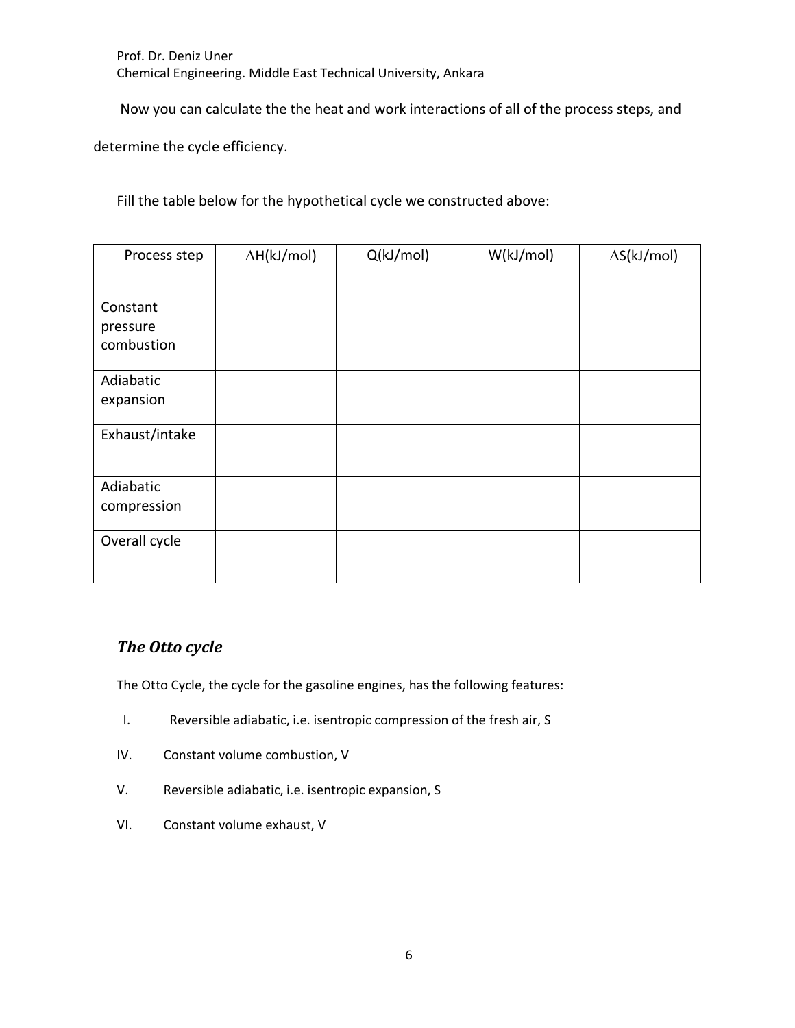Now you can calculate the the heat and work interactions of all of the process steps, and determine the cycle efficiency.

Fill the table below for the hypothetical cycle we constructed above:

| Process step | $\Delta H$(kJ/mol) | Q(kJ/mol) | W(kJ/mol) | $\Delta S$(kJ/mol) |
|---|---|---|---|---|
| Constant pressure combustion | | | | |
| Adiabatic expansion | | | | |
| Exhaust/intake | | | | |
| Adiabatic compression | | | | |
| Overall cycle | | | | |

## *The Otto cycle*

The Otto Cycle, the cycle for the gasoline engines, has the following features:

I. Reversible adiabatic, i.e. isentropic compression of the fresh air, S

IV. Constant volume combustion, V

V. Reversible adiabatic, i.e. isentropic expansion, S

VI. Constant volume exhaust, V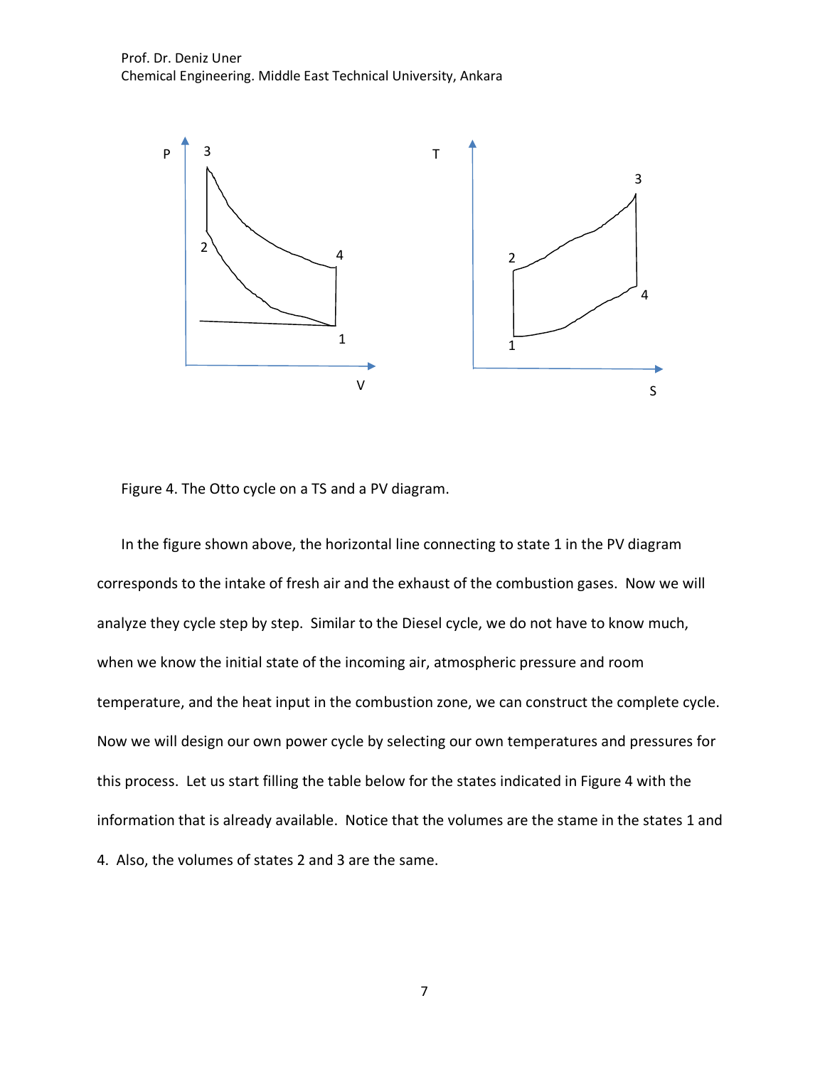Figure 4. The Otto cycle on a TS and a PV diagram.

In the figure shown above, the horizontal line connecting to state 1 in the PV diagram corresponds to the intake of fresh air and the exhaust of the combustion gases. Now we will analyze they cycle step by step. Similar to the Diesel cycle, we do not have to know much, when we know the initial state of the incoming air, atmospheric pressure and room temperature, and the heat input in the combustion zone, we can construct the complete cycle. Now we will design our own power cycle by selecting our own temperatures and pressures for this process. Let us start filling the table below for the states indicated in Figure 4 with the information that is already available. Notice that the volumes are the stame in the states 1 and 4. Also, the volumes of states 2 and 3 are the same.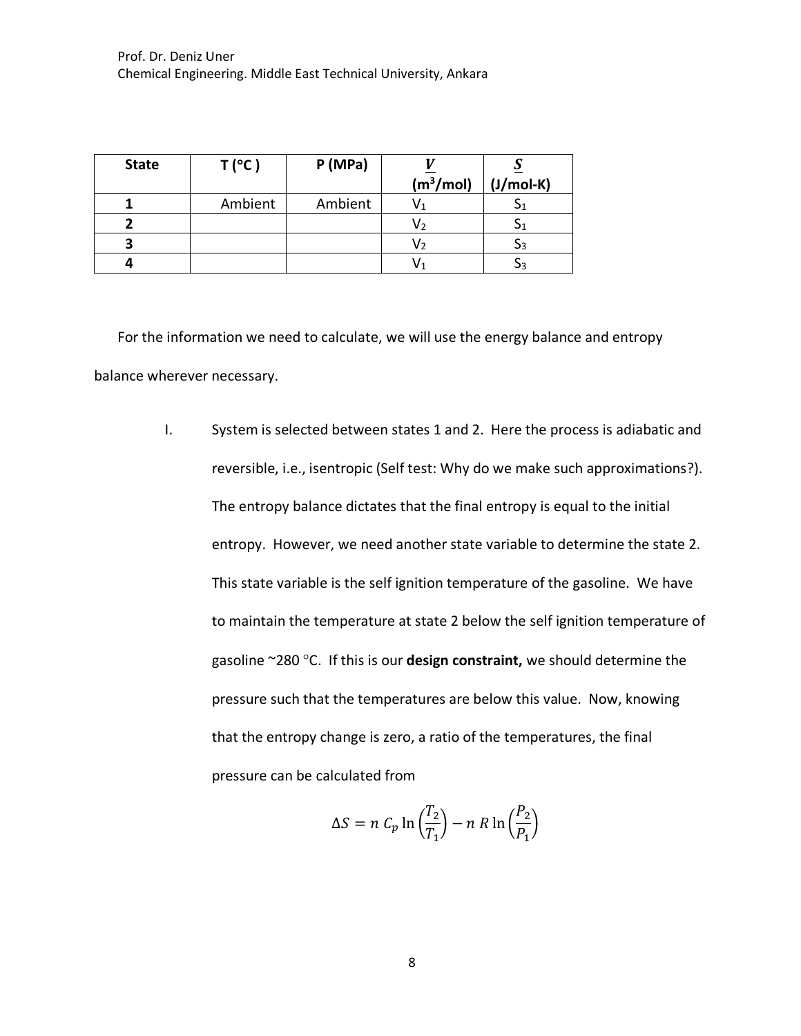| State | T (°C ) | P (MPa) | $\underline{V}$ (m$^3$/mol) | $\underline{S}$ (J/mol-K) |
|---|---|---|---|---|
| 1 | Ambient | Ambient | $V_1$ | $S_1$ |
| 2 | | | $V_2$ | $S_1$ |
| 3 | | | $V_2$ | $S_3$ |
| 4 | | | $V_1$ | $S_3$ |

For the information we need to calculate, we will use the energy balance and entropy balance wherever necessary.

I. System is selected between states 1 and 2. Here the process is adiabatic and reversible, i.e., isentropic (Self test: Why do we make such approximations?). The entropy balance dictates that the final entropy is equal to the initial entropy. However, we need another state variable to determine the state 2. This state variable is the self ignition temperature of the gasoline. We have to maintain the temperature at state 2 below the self ignition temperature of gasoline ~280 °C. If this is our **design constraint,** we should determine the pressure such that the temperatures are below this value. Now, knowing that the entropy change is zero, a ratio of the temperatures, the final pressure can be calculated from

$$\Delta S = n\, C_p \ln\left(\frac{T_2}{T_1}\right) - n\, R \ln\left(\frac{P_2}{P_1}\right)$$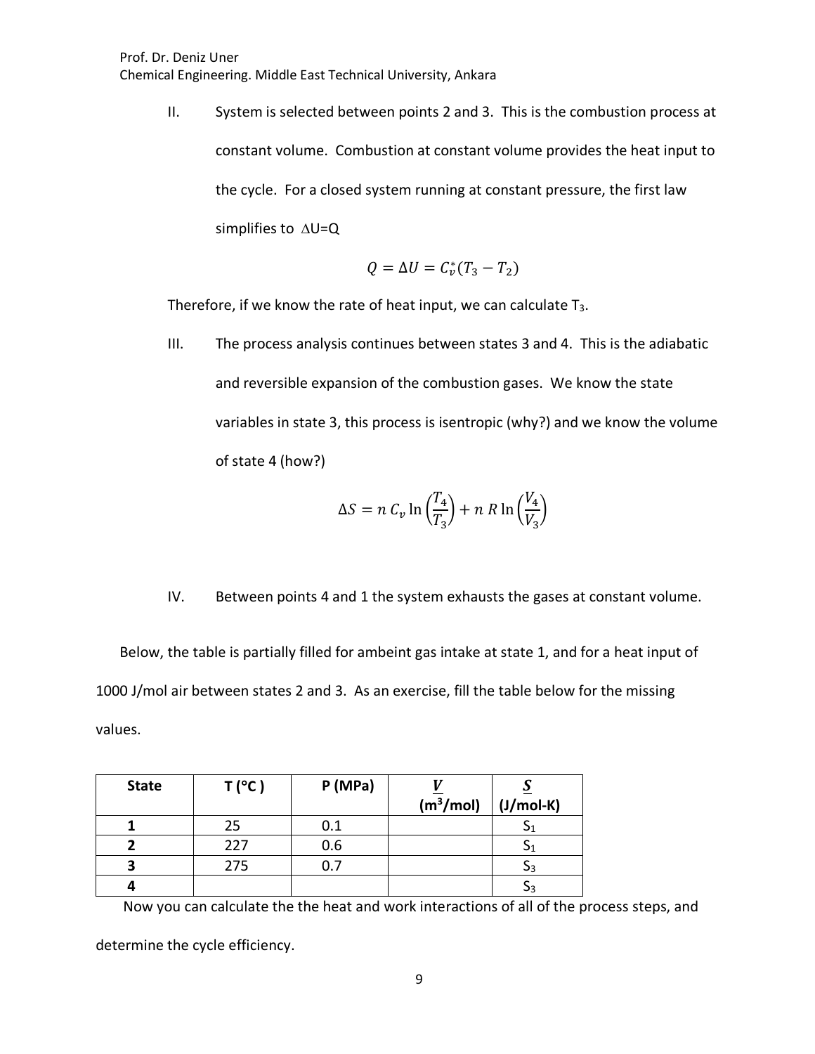II. System is selected between points 2 and 3. This is the combustion process at constant volume. Combustion at constant volume provides the heat input to the cycle. For a closed system running at constant pressure, the first law simplifies to $\Delta U = Q$

$$Q = \Delta U = C_v^*(T_3 - T_2)$$

Therefore, if we know the rate of heat input, we can calculate $T_3$.

III. The process analysis continues between states 3 and 4. This is the adiabatic and reversible expansion of the combustion gases. We know the state variables in state 3, this process is isentropic (why?) and we know the volume of state 4 (how?)

$$\Delta S = n\, C_v \ln\left(\frac{T_4}{T_3}\right) + n\, R \ln\left(\frac{V_4}{V_3}\right)$$

IV. Between points 4 and 1 the system exhausts the gases at constant volume.

Below, the table is partially filled for ambeint gas intake at state 1, and for a heat input of 1000 J/mol air between states 2 and 3. As an exercise, fill the table below for the missing values.

| State | T (°C ) | P (MPa) | $\underline{V}$ (m³/mol) | $\underline{S}$ (J/mol-K) |
|---|---|---|---|---|
| 1 | 25 | 0.1 | | $S_1$ |
| 2 | 227 | 0.6 | | $S_1$ |
| 3 | 275 | 0.7 | | $S_3$ |
| 4 | | | | $S_3$ |

Now you can calculate the the heat and work interactions of all of the process steps, and determine the cycle efficiency.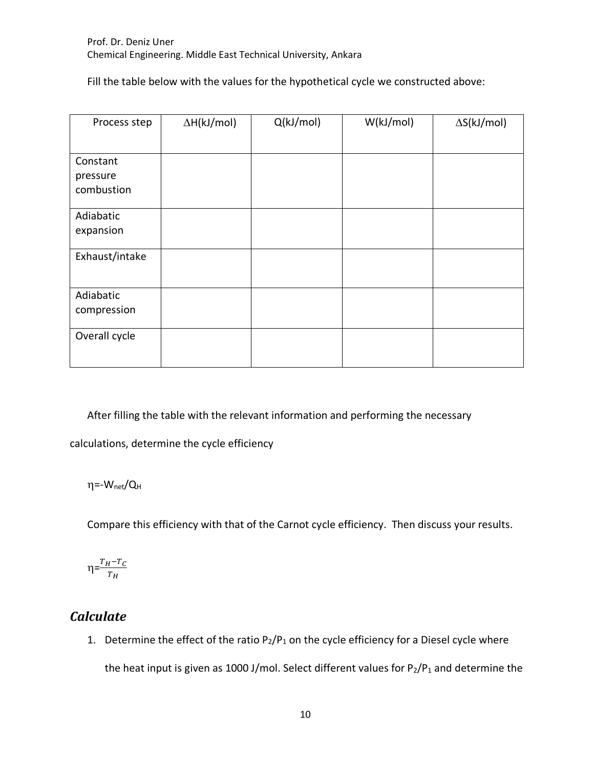Fill the table below with the values for the hypothetical cycle we constructed above:

| Process step | $\Delta H$(kJ/mol) | Q(kJ/mol) | W(kJ/mol) | $\Delta S$(kJ/mol) |
|---|---|---|---|---|
| Constant pressure combustion | | | | |
| Adiabatic expansion | | | | |
| Exhaust/intake | | | | |
| Adiabatic compression | | | | |
| Overall cycle | | | | |

After filling the table with the relevant information and performing the necessary calculations, determine the cycle efficiency

$\eta = -W_{net}/Q_H$

Compare this efficiency with that of the Carnot cycle efficiency. Then discuss your results.

$\eta = \frac{T_H - T_C}{T_H}$

## *Calculate*

1. Determine the effect of the ratio $P_2/P_1$ on the cycle efficiency for a Diesel cycle where the heat input is given as 1000 J/mol. Select different values for $P_2/P_1$ and determine the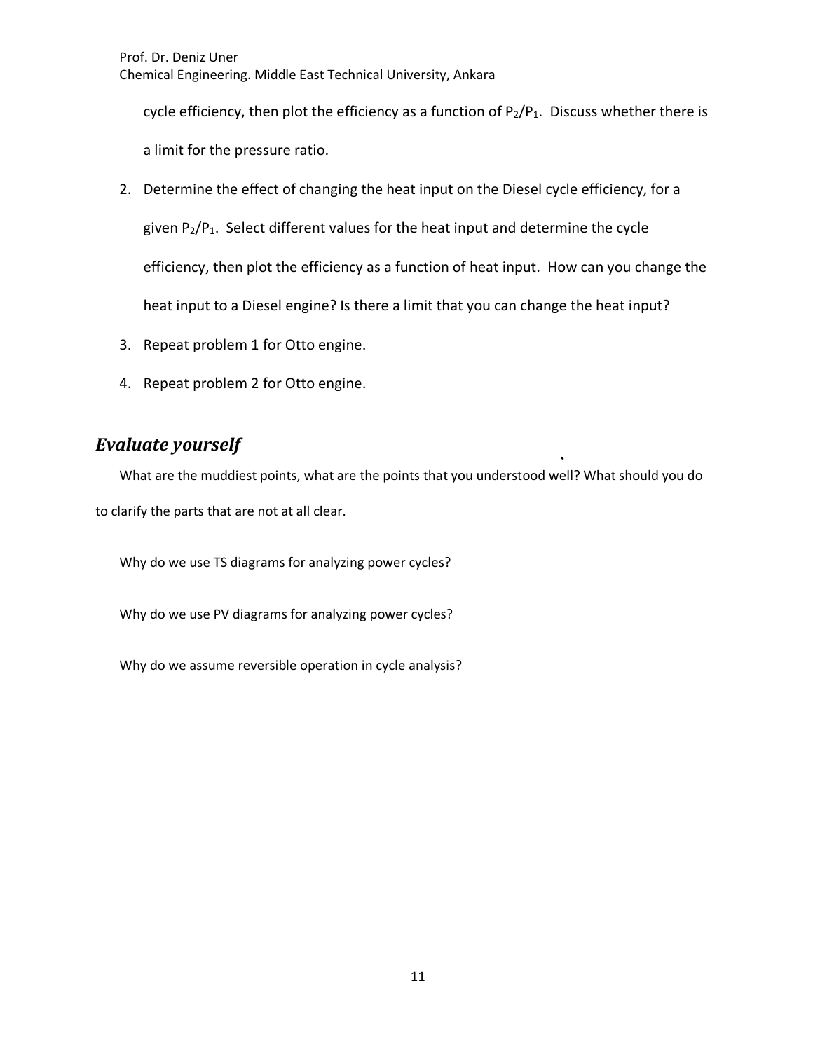cycle efficiency, then plot the efficiency as a function of $P_2/P_1$. Discuss whether there is a limit for the pressure ratio.

2. Determine the effect of changing the heat input on the Diesel cycle efficiency, for a given $P_2/P_1$. Select different values for the heat input and determine the cycle efficiency, then plot the efficiency as a function of heat input. How can you change the heat input to a Diesel engine? Is there a limit that you can change the heat input?
3. Repeat problem 1 for Otto engine.
4. Repeat problem 2 for Otto engine.

## *Evaluate yourself*

What are the muddiest points, what are the points that you understood well? What should you do to clarify the parts that are not at all clear.

Why do we use TS diagrams for analyzing power cycles?

Why do we use PV diagrams for analyzing power cycles?

Why do we assume reversible operation in cycle analysis?